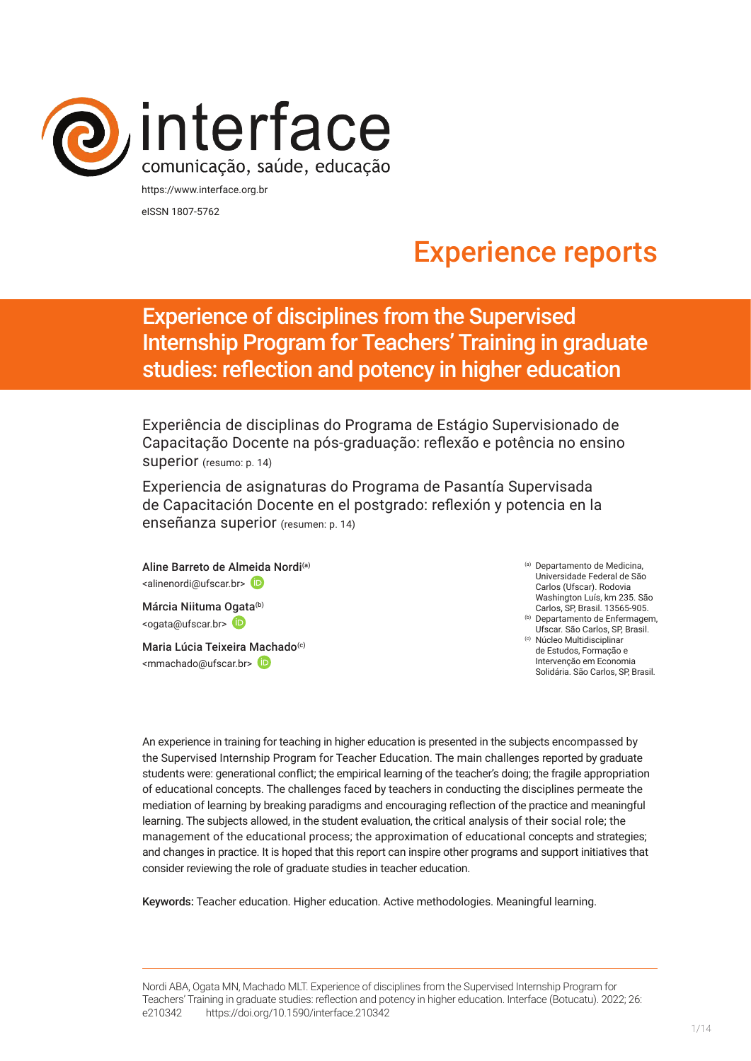interface
comunicação, saúde, educação

https://www.interface.org.br
eISSN 1807-5762

Experience reports

# Experience of disciplines from the Supervised Internship Program for Teachers' Training in graduate studies: reflection and potency in higher education

Experiência de disciplinas do Programa de Estágio Supervisionado de Capacitação Docente na pós-graduação: reflexão e potência no ensino superior (resumo: p. 14)

Experiencia de asignaturas del Programa de Pasantía Supervisada de Capacitación Docente en el postgrado: reflexión y potencia en la enseñanza superior (resumen: p. 14)

Aline Barreto de Almeida Nordi[a]
<alinenordi@ufscar.br>

Márcia Niituma Ogata[b]
<ogata@ufscar.br>

Maria Lúcia Teixeira Machado[c]
<mmachado@ufscar.br>

[a] Departamento de Medicina, Universidade Federal de São Carlos (Ufscar). Rodovia Washington Luís, km 235. São Carlos, SP, Brasil. 13565-905.
[b] Departamento de Enfermagem, Ufscar. São Carlos, SP, Brasil.
[c] Núcleo Multidisciplinar de Estudos, Formação e Intervenção em Economia Solidária. São Carlos, SP, Brasil.

An experience in training for teaching in higher education is presented in the subjects encompassed by the Supervised Internship Program for Teacher Education. The main challenges reported by graduate students were: generational conflict; the empirical learning of the teacher's doing; the fragile appropriation of educational concepts. The challenges faced by teachers in conducting the disciplines permeate the mediation of learning by breaking paradigms and encouraging reflection of the practice and meaningful learning. The subjects allowed, in the student evaluation, the critical analysis of their social role; the management of the educational process; the approximation of educational concepts and strategies; and changes in practice. It is hoped that this report can inspire other programs and support initiatives that consider reviewing the role of graduate studies in teacher education.

**Keywords:** Teacher education. Higher education. Active methodologies. Meaningful learning.

Nordi ABA, Ogata MN, Machado MLT. Experience of disciplines from the Supervised Internship Program for Teachers' Training in graduate studies: reflection and potency in higher education. Interface (Botucatu). 2022; 26: e210342 https://doi.org/10.1590/interface.210342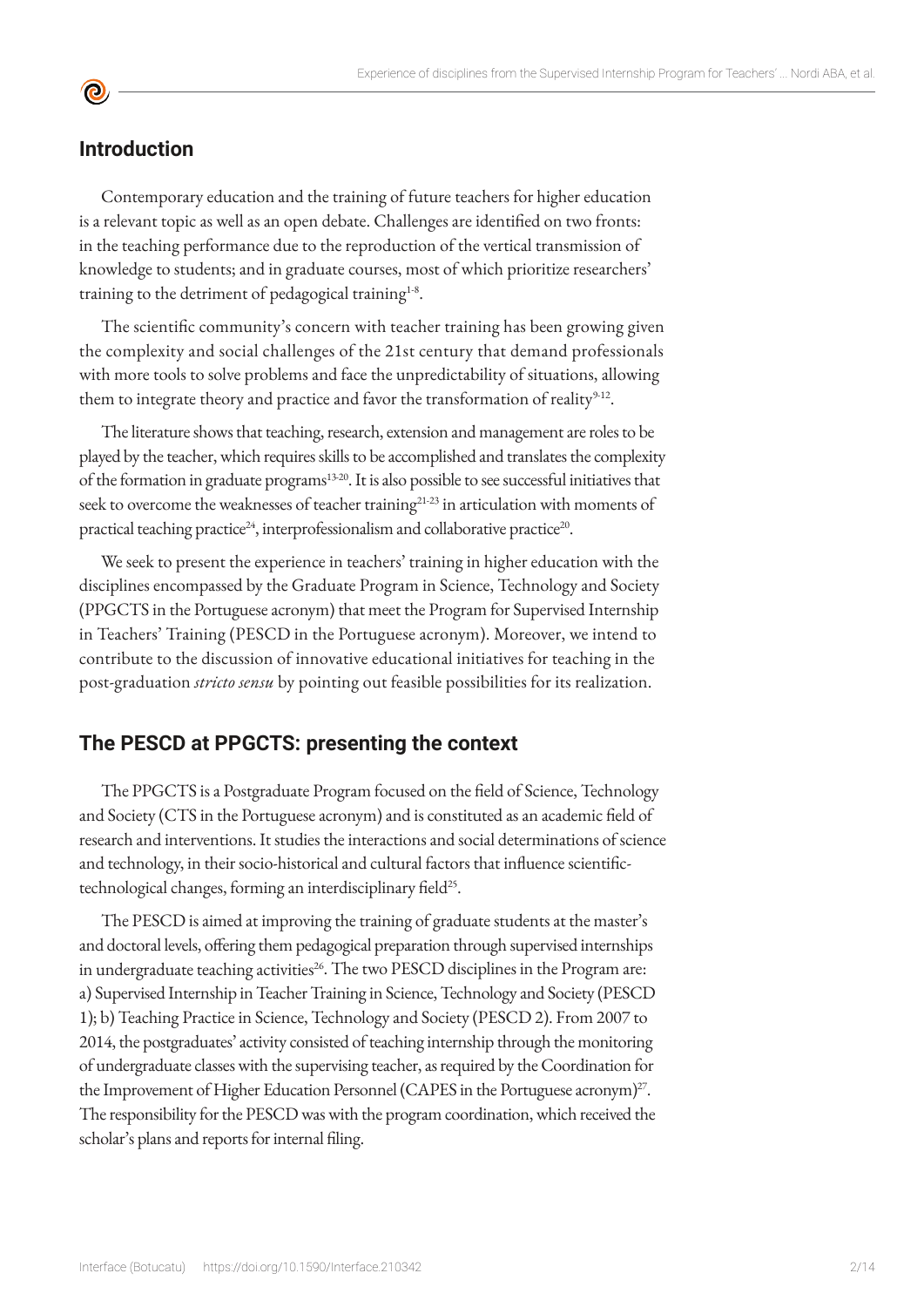## Introduction

Contemporary education and the training of future teachers for higher education is a relevant topic as well as an open debate. Challenges are identified on two fronts: in the teaching performance due to the reproduction of the vertical transmission of knowledge to students; and in graduate courses, most of which prioritize researchers' training to the detriment of pedagogical training[1-8].

The scientific community's concern with teacher training has been growing given the complexity and social challenges of the 21st century that demand professionals with more tools to solve problems and face the unpredictability of situations, allowing them to integrate theory and practice and favor the transformation of reality[9-12].

The literature shows that teaching, research, extension and management are roles to be played by the teacher, which requires skills to be accomplished and translates the complexity of the formation in graduate programs[13-20]. It is also possible to see successful initiatives that seek to overcome the weaknesses of teacher training[21-23] in articulation with moments of practical teaching practice[24], interprofessionalism and collaborative practice[20].

We seek to present the experience in teachers' training in higher education with the disciplines encompassed by the Graduate Program in Science, Technology and Society (PPGCTS in the Portuguese acronym) that meet the Program for Supervised Internship in Teachers' Training (PESCD in the Portuguese acronym). Moreover, we intend to contribute to the discussion of innovative educational initiatives for teaching in the post-graduation *stricto sensu* by pointing out feasible possibilities for its realization.

## The PESCD at PPGCTS: presenting the context

The PPGCTS is a Postgraduate Program focused on the field of Science, Technology and Society (CTS in the Portuguese acronym) and is constituted as an academic field of research and interventions. It studies the interactions and social determinations of science and technology, in their socio-historical and cultural factors that influence scientific-technological changes, forming an interdisciplinary field[25].

The PESCD is aimed at improving the training of graduate students at the master's and doctoral levels, offering them pedagogical preparation through supervised internships in undergraduate teaching activities[26]. The two PESCD disciplines in the Program are: a) Supervised Internship in Teacher Training in Science, Technology and Society (PESCD 1); b) Teaching Practice in Science, Technology and Society (PESCD 2). From 2007 to 2014, the postgraduates' activity consisted of teaching internship through the monitoring of undergraduate classes with the supervising teacher, as required by the Coordination for the Improvement of Higher Education Personnel (CAPES in the Portuguese acronym)[27]. The responsibility for the PESCD was with the program coordination, which received the scholar's plans and reports for internal filing.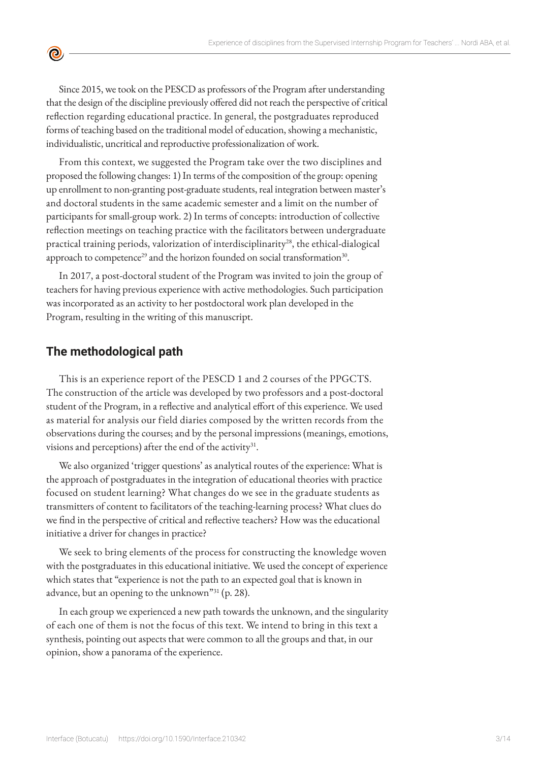Since 2015, we took on the PESCD as professors of the Program after understanding that the design of the discipline previously offered did not reach the perspective of critical reflection regarding educational practice. In general, the postgraduates reproduced forms of teaching based on the traditional model of education, showing a mechanistic, individualistic, uncritical and reproductive professionalization of work.

From this context, we suggested the Program take over the two disciplines and proposed the following changes: 1) In terms of the composition of the group: opening up enrollment to non-granting post-graduate students, real integration between master's and doctoral students in the same academic semester and a limit on the number of participants for small-group work. 2) In terms of concepts: introduction of collective reflection meetings on teaching practice with the facilitators between undergraduate practical training periods, valorization of interdisciplinarity[28], the ethical-dialogical approach to competence[29] and the horizon founded on social transformation[30].

In 2017, a post-doctoral student of the Program was invited to join the group of teachers for having previous experience with active methodologies. Such participation was incorporated as an activity to her postdoctoral work plan developed in the Program, resulting in the writing of this manuscript.

## The methodological path

This is an experience report of the PESCD 1 and 2 courses of the PPGCTS. The construction of the article was developed by two professors and a post-doctoral student of the Program, in a reflective and analytical effort of this experience. We used as material for analysis our field diaries composed by the written records from the observations during the courses; and by the personal impressions (meanings, emotions, visions and perceptions) after the end of the activity[31].

We also organized 'trigger questions' as analytical routes of the experience: What is the approach of postgraduates in the integration of educational theories with practice focused on student learning? What changes do we see in the graduate students as transmitters of content to facilitators of the teaching-learning process? What clues do we find in the perspective of critical and reflective teachers? How was the educational initiative a driver for changes in practice?

We seek to bring elements of the process for constructing the knowledge woven with the postgraduates in this educational initiative. We used the concept of experience which states that "experience is not the path to an expected goal that is known in advance, but an opening to the unknown"[31] (p. 28).

In each group we experienced a new path towards the unknown, and the singularity of each one of them is not the focus of this text. We intend to bring in this text a synthesis, pointing out aspects that were common to all the groups and that, in our opinion, show a panorama of the experience.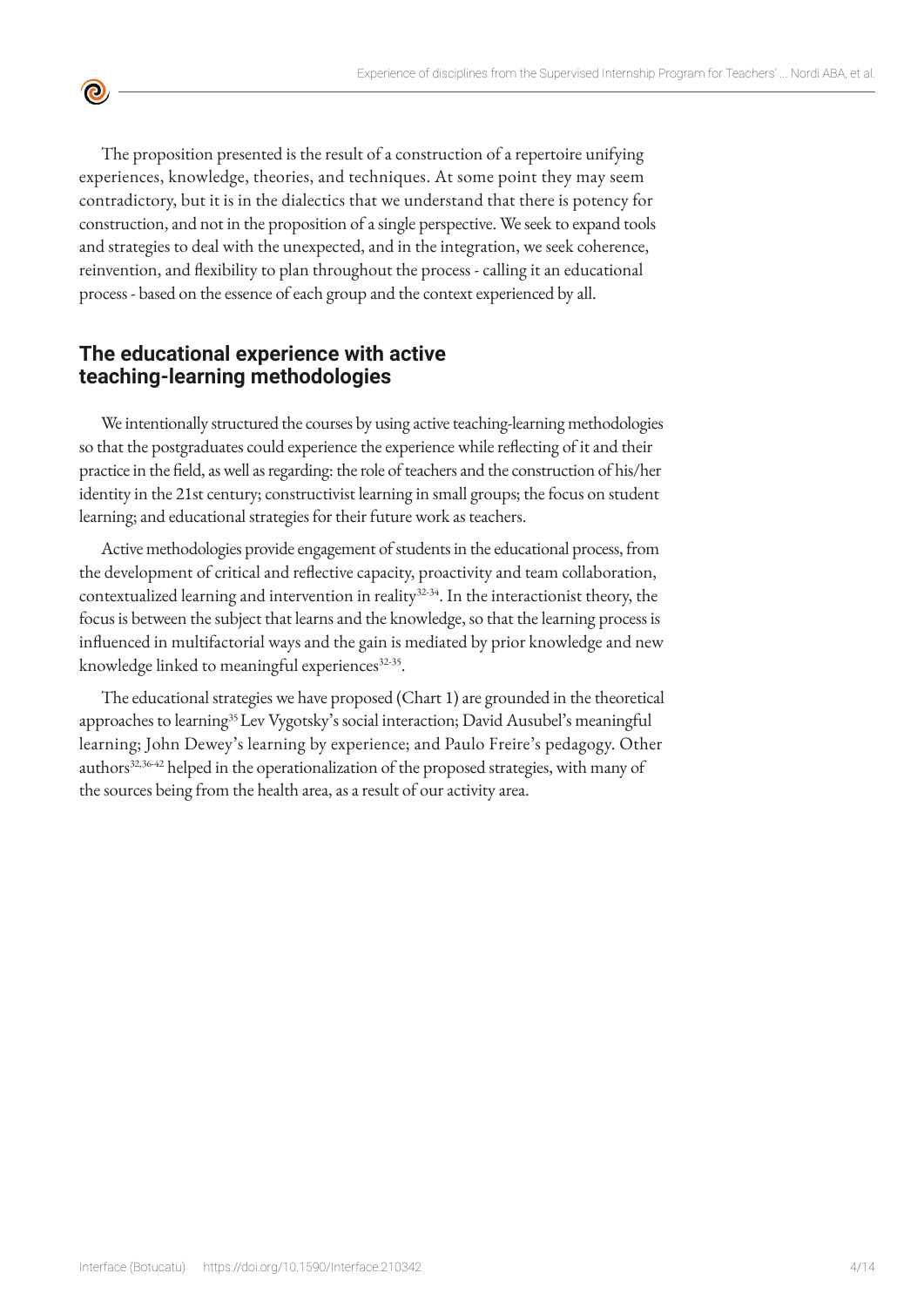The proposition presented is the result of a construction of a repertoire unifying experiences, knowledge, theories, and techniques. At some point they may seem contradictory, but it is in the dialectics that we understand that there is potency for construction, and not in the proposition of a single perspective. We seek to expand tools and strategies to deal with the unexpected, and in the integration, we seek coherence, reinvention, and flexibility to plan throughout the process - calling it an educational process - based on the essence of each group and the context experienced by all.

## The educational experience with active teaching-learning methodologies

We intentionally structured the courses by using active teaching-learning methodologies so that the postgraduates could experience the experience while reflecting of it and their practice in the field, as well as regarding: the role of teachers and the construction of his/her identity in the 21st century; constructivist learning in small groups; the focus on student learning; and educational strategies for their future work as teachers.

Active methodologies provide engagement of students in the educational process, from the development of critical and reflective capacity, proactivity and team collaboration, contextualized learning and intervention in reality[32-34]. In the interactionist theory, the focus is between the subject that learns and the knowledge, so that the learning process is influenced in multifactorial ways and the gain is mediated by prior knowledge and new knowledge linked to meaningful experiences[32-35].

The educational strategies we have proposed (Chart 1) are grounded in the theoretical approaches to learning[35] Lev Vygotsky's social interaction; David Ausubel's meaningful learning; John Dewey's learning by experience; and Paulo Freire's pedagogy. Other authors[32,36-42] helped in the operationalization of the proposed strategies, with many of the sources being from the health area, as a result of our activity area.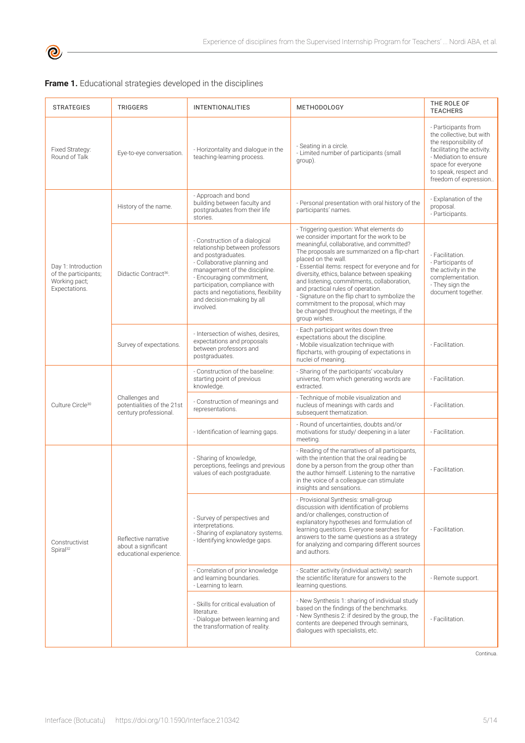**Frame 1.** Educational strategies developed in the disciplines

| STRATEGIES | TRIGGERS | INTENTIONALITIES | METHODOLOGY | THE ROLE OF TEACHERS |
|---|---|---|---|---|
| Fixed Strategy: Round of Talk | Eye-to-eye conversation. | - Horizontality and dialogue in the teaching-learning process. | - Seating in a circle.<br>- Limited number of participants (small group). | - Participants from the collective, but with the responsibility of facilitating the activity.<br>- Mediation to ensure space for everyone to speak, respect and freedom of expression.. |
| Day 1: Introduction of the participants; Working pact; Expectations. | History of the name. | - Approach and bond building between faculty and postgraduates from their life stories. | - Personal presentation with oral history of the participants' names. | - Explanation of the proposal.<br>- Participants. |
| | Didactic Contract[36]. | - Construction of a dialogical relationship between professors and postgraduates.<br>- Collaborative planning and management of the discipline.<br>- Encouraging commitment, participation, compliance with pacts and negotiations, flexibility and decision-making by all involved. | - Triggering question: What elements do we consider important for the work to be meaningful, collaborative, and committed? The proposals are summarized on a flip-chart placed on the wall.<br>- Essential items: respect for everyone and for diversity, ethics, balance between speaking and listening, commitments, collaboration, and practical rules of operation.<br>- Signature on the flip chart to symbolize the commitment to the proposal, which may be changed throughout the meetings, if the group wishes. | - Facilitation.<br>- Participants of the activity in the complementation.<br>- They sign the document together. |
| | Survey of expectations. | - Intersection of wishes, desires, expectations and proposals between professors and postgraduates. | - Each participant writes down three expectations about the discipline.<br>- Mobile visualization technique with flipcharts, with grouping of expectations in nuclei of meaning. | - Facilitation. |
| Culture Circle[30] | Challenges and potentialities of the 21st century professional. | - Construction of the baseline: starting point of previous knowledge. | - Sharing of the participants' vocabulary universe, from which generating words are extracted. | - Facilitation. |
| | | - Construction of meanings and representations. | - Technique of mobile visualization and nucleus of meanings with cards and subsequent thematization. | - Facilitation. |
| | | - Identification of learning gaps. | - Round of uncertainties, doubts and/or motivations for study/ deepening in a later meeting. | - Facilitation. |
| Constructivist Spiral[32] | Reflective narrative about a significant educational experience. | - Sharing of knowledge, perceptions, feelings and previous values of each postgraduate. | - Reading of the narratives of all participants, with the intention that the oral reading be done by a person from the group other than the author himself. Listening to the narrative in the voice of a colleague can stimulate insights and sensations. | - Facilitation. |
| | | - Survey of perspectives and interpretations.<br>- Sharing of explanatory systems.<br>- Identifying knowledge gaps. | - Provisional Synthesis: small-group discussion with identification of problems and/or challenges, construction of explanatory hypotheses and formulation of learning questions. Everyone searches for answers to the same questions as a strategy for analyzing and comparing different sources and authors. | - Facilitation. |
| | | - Correlation of prior knowledge and learning boundaries.<br>- Learning to learn. | - Scatter activity (individual activity): search the scientific literature for answers to the learning questions. | - Remote support. |
| | | - Skills for critical evaluation of literature.<br>- Dialogue between learning and the transformation of reality. | - New Synthesis 1: sharing of individual study based on the findings of the benchmarks.<br>- New Synthesis 2: if desired by the group, the contents are deepened through seminars, dialogues with specialists, etc. | - Facilitation. |

Continua.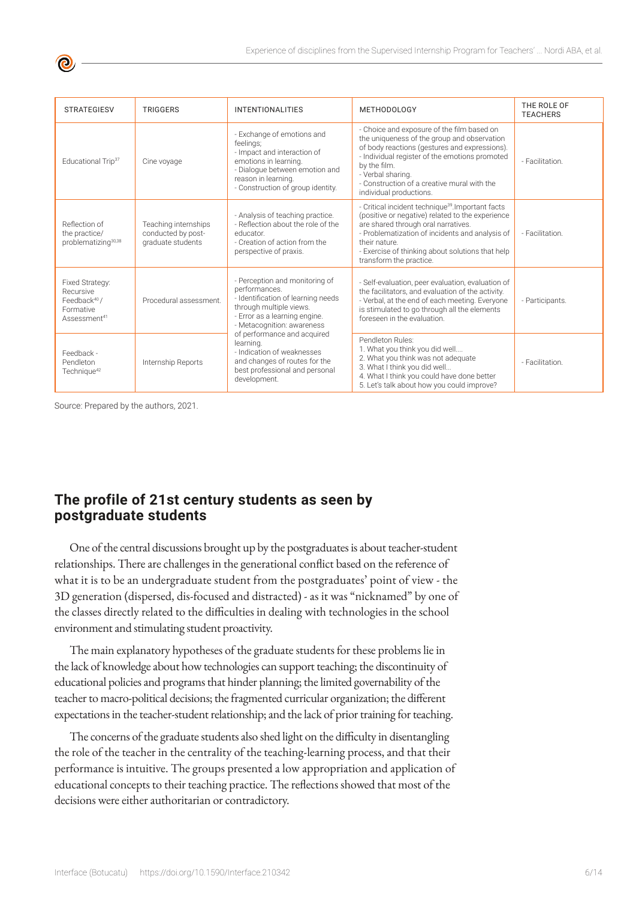| STRATEGIESV | TRIGGERS | INTENTIONALITIES | METHODOLOGY | THE ROLE OF TEACHERS |
|---|---|---|---|---|
| Educational Trip[37] | Cine voyage | - Exchange of emotions and feelings;<br>- Impact and interaction of emotions in learning.<br>- Dialogue between emotion and reason in learning.<br>- Construction of group identity. | - Choice and exposure of the film based on the uniqueness of the group and observation of body reactions (gestures and expressions).<br>- Individual register of the emotions promoted by the film.<br>- Verbal sharing.<br>- Construction of a creative mural with the individual productions. | - Facilitation. |
| Reflection of the practice/ problematizing[30,38] | Teaching internships conducted by post-graduate students | - Analysis of teaching practice.<br>- Reflection about the role of the educator.<br>- Creation of action from the perspective of praxis. | - Critical incident technique[39]. Important facts (positive or negative) related to the experience are shared through oral narratives.<br>- Problematization of incidents and analysis of their nature.<br>- Exercise of thinking about solutions that help transform the practice. | - Facilitation. |
| Fixed Strategy: Recursive Feedback[40] / Formative Assessment[41] | Procedural assessment. | - Perception and monitoring of performances.<br>- Identification of learning needs through multiple views.<br>- Error as a learning engine.<br>- Metacognition: awareness of performance and acquired learning.<br>- Indication of weaknesses and changes of routes for the best professional and personal development. | - Self-evaluation, peer evaluation, evaluation of the facilitators, and evaluation of the activity.<br>- Verbal, at the end of each meeting. Everyone is stimulated to go through all the elements foreseen in the evaluation. | - Participants. |
| Feedback - Pendleton Technique[42] | Internship Reports | | Pendleton Rules:<br>1. What you think you did well....<br>2. What you think was not adequate<br>3. What I think you did well...<br>4. What I think you could have done better<br>5. Let's talk about how you could improve? | - Facilitation. |

Source: Prepared by the authors, 2021.

## The profile of 21st century students as seen by postgraduate students

One of the central discussions brought up by the postgraduates is about teacher-student relationships. There are challenges in the generational conflict based on the reference of what it is to be an undergraduate student from the postgraduates' point of view - the 3D generation (dispersed, dis-focused and distracted) - as it was "nicknamed" by one of the classes directly related to the difficulties in dealing with technologies in the school environment and stimulating student proactivity.

The main explanatory hypotheses of the graduate students for these problems lie in the lack of knowledge about how technologies can support teaching; the discontinuity of educational policies and programs that hinder planning; the limited governability of the teacher to macro-political decisions; the fragmented curricular organization; the different expectations in the teacher-student relationship; and the lack of prior training for teaching.

The concerns of the graduate students also shed light on the difficulty in disentangling the role of the teacher in the centrality of the teaching-learning process, and that their performance is intuitive. The groups presented a low appropriation and application of educational concepts to their teaching practice. The reflections showed that most of the decisions were either authoritarian or contradictory.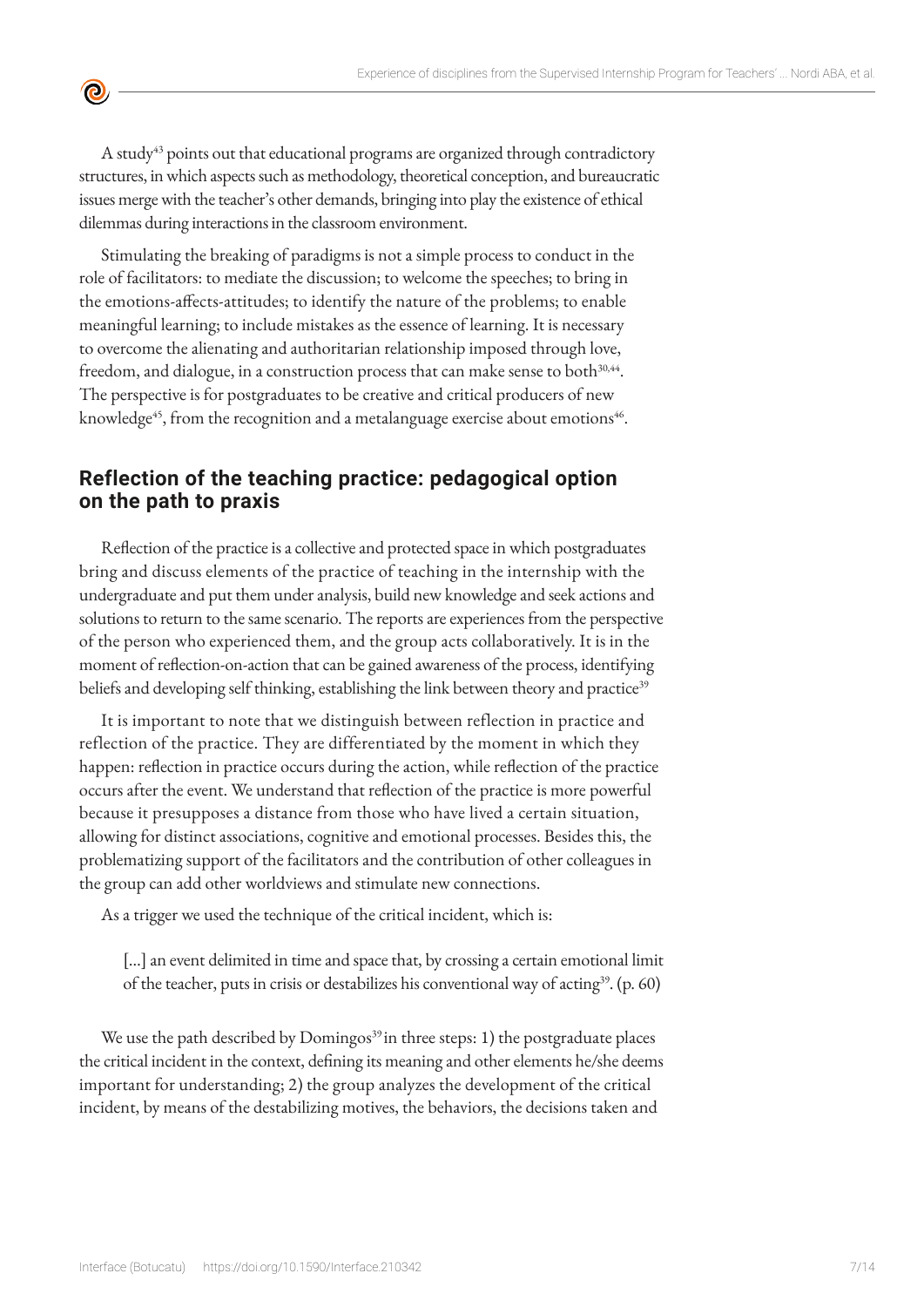A study[43] points out that educational programs are organized through contradictory structures, in which aspects such as methodology, theoretical conception, and bureaucratic issues merge with the teacher's other demands, bringing into play the existence of ethical dilemmas during interactions in the classroom environment.

Stimulating the breaking of paradigms is not a simple process to conduct in the role of facilitators: to mediate the discussion; to welcome the speeches; to bring in the emotions-affects-attitudes; to identify the nature of the problems; to enable meaningful learning; to include mistakes as the essence of learning. It is necessary to overcome the alienating and authoritarian relationship imposed through love, freedom, and dialogue, in a construction process that can make sense to both[30,44]. The perspective is for postgraduates to be creative and critical producers of new knowledge[45], from the recognition and a metalanguage exercise about emotions[46].

## Reflection of the teaching practice: pedagogical option on the path to praxis

Reflection of the practice is a collective and protected space in which postgraduates bring and discuss elements of the practice of teaching in the internship with the undergraduate and put them under analysis, build new knowledge and seek actions and solutions to return to the same scenario. The reports are experiences from the perspective of the person who experienced them, and the group acts collaboratively. It is in the moment of reflection-on-action that can be gained awareness of the process, identifying beliefs and developing self thinking, establishing the link between theory and practice[39]

It is important to note that we distinguish between reflection in practice and reflection of the practice. They are differentiated by the moment in which they happen: reflection in practice occurs during the action, while reflection of the practice occurs after the event. We understand that reflection of the practice is more powerful because it presupposes a distance from those who have lived a certain situation, allowing for distinct associations, cognitive and emotional processes. Besides this, the problematizing support of the facilitators and the contribution of other colleagues in the group can add other worldviews and stimulate new connections.

As a trigger we used the technique of the critical incident, which is:

> [...] an event delimited in time and space that, by crossing a certain emotional limit of the teacher, puts in crisis or destabilizes his conventional way of acting[39]. (p. 60)

We use the path described by Domingos[39] in three steps: 1) the postgraduate places the critical incident in the context, defining its meaning and other elements he/she deems important for understanding; 2) the group analyzes the development of the critical incident, by means of the destabilizing motives, the behaviors, the decisions taken and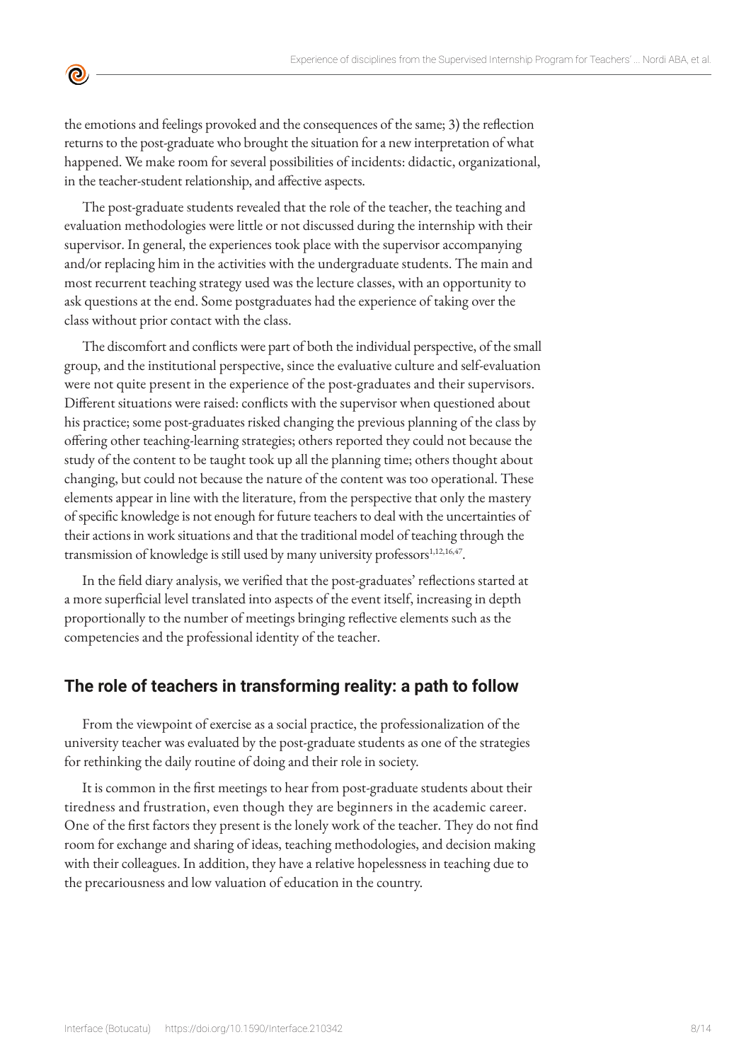the emotions and feelings provoked and the consequences of the same; 3) the reflection returns to the post-graduate who brought the situation for a new interpretation of what happened. We make room for several possibilities of incidents: didactic, organizational, in the teacher-student relationship, and affective aspects.

The post-graduate students revealed that the role of the teacher, the teaching and evaluation methodologies were little or not discussed during the internship with their supervisor. In general, the experiences took place with the supervisor accompanying and/or replacing him in the activities with the undergraduate students. The main and most recurrent teaching strategy used was the lecture classes, with an opportunity to ask questions at the end. Some postgraduates had the experience of taking over the class without prior contact with the class.

The discomfort and conflicts were part of both the individual perspective, of the small group, and the institutional perspective, since the evaluative culture and self-evaluation were not quite present in the experience of the post-graduates and their supervisors. Different situations were raised: conflicts with the supervisor when questioned about his practice; some post-graduates risked changing the previous planning of the class by offering other teaching-learning strategies; others reported they could not because the study of the content to be taught took up all the planning time; others thought about changing, but could not because the nature of the content was too operational. These elements appear in line with the literature, from the perspective that only the mastery of specific knowledge is not enough for future teachers to deal with the uncertainties of their actions in work situations and that the traditional model of teaching through the transmission of knowledge is still used by many university professors[1,12,16,47].

In the field diary analysis, we verified that the post-graduates' reflections started at a more superficial level translated into aspects of the event itself, increasing in depth proportionally to the number of meetings bringing reflective elements such as the competencies and the professional identity of the teacher.

## The role of teachers in transforming reality: a path to follow

From the viewpoint of exercise as a social practice, the professionalization of the university teacher was evaluated by the post-graduate students as one of the strategies for rethinking the daily routine of doing and their role in society.

It is common in the first meetings to hear from post-graduate students about their tiredness and frustration, even though they are beginners in the academic career. One of the first factors they present is the lonely work of the teacher. They do not find room for exchange and sharing of ideas, teaching methodologies, and decision making with their colleagues. In addition, they have a relative hopelessness in teaching due to the precariousness and low valuation of education in the country.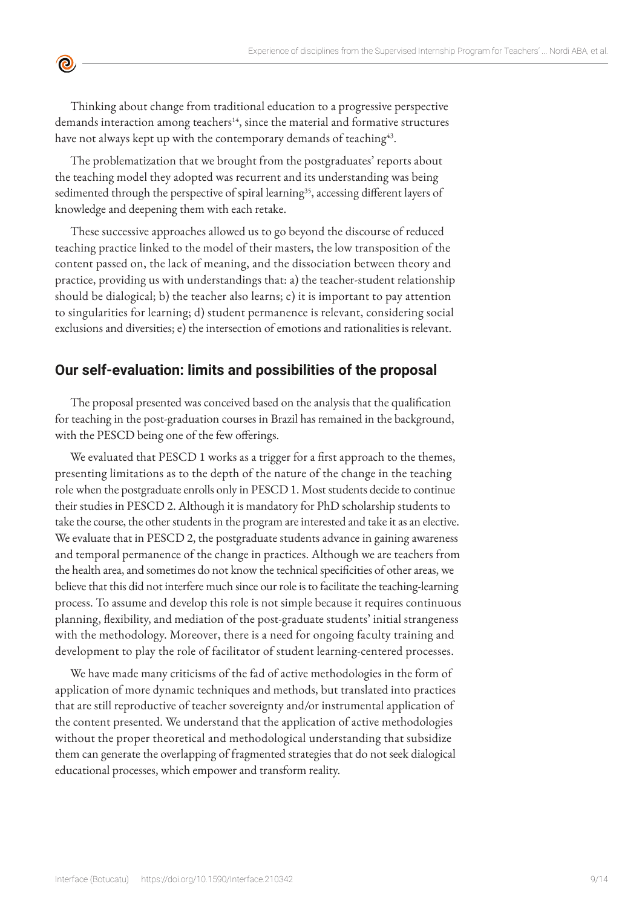Thinking about change from traditional education to a progressive perspective demands interaction among teachers[14], since the material and formative structures have not always kept up with the contemporary demands of teaching[43].

The problematization that we brought from the postgraduates' reports about the teaching model they adopted was recurrent and its understanding was being sedimented through the perspective of spiral learning[35], accessing different layers of knowledge and deepening them with each retake.

These successive approaches allowed us to go beyond the discourse of reduced teaching practice linked to the model of their masters, the low transposition of the content passed on, the lack of meaning, and the dissociation between theory and practice, providing us with understandings that: a) the teacher-student relationship should be dialogical; b) the teacher also learns; c) it is important to pay attention to singularities for learning; d) student permanence is relevant, considering social exclusions and diversities; e) the intersection of emotions and rationalities is relevant.

## Our self-evaluation: limits and possibilities of the proposal

The proposal presented was conceived based on the analysis that the qualification for teaching in the post-graduation courses in Brazil has remained in the background, with the PESCD being one of the few offerings.

We evaluated that PESCD 1 works as a trigger for a first approach to the themes, presenting limitations as to the depth of the nature of the change in the teaching role when the postgraduate enrolls only in PESCD 1. Most students decide to continue their studies in PESCD 2. Although it is mandatory for PhD scholarship students to take the course, the other students in the program are interested and take it as an elective. We evaluate that in PESCD 2, the postgraduate students advance in gaining awareness and temporal permanence of the change in practices. Although we are teachers from the health area, and sometimes do not know the technical specificities of other areas, we believe that this did not interfere much since our role is to facilitate the teaching-learning process. To assume and develop this role is not simple because it requires continuous planning, flexibility, and mediation of the post-graduate students' initial strangeness with the methodology. Moreover, there is a need for ongoing faculty training and development to play the role of facilitator of student learning-centered processes.

We have made many criticisms of the fad of active methodologies in the form of application of more dynamic techniques and methods, but translated into practices that are still reproductive of teacher sovereignty and/or instrumental application of the content presented. We understand that the application of active methodologies without the proper theoretical and methodological understanding that subsidize them can generate the overlapping of fragmented strategies that do not seek dialogical educational processes, which empower and transform reality.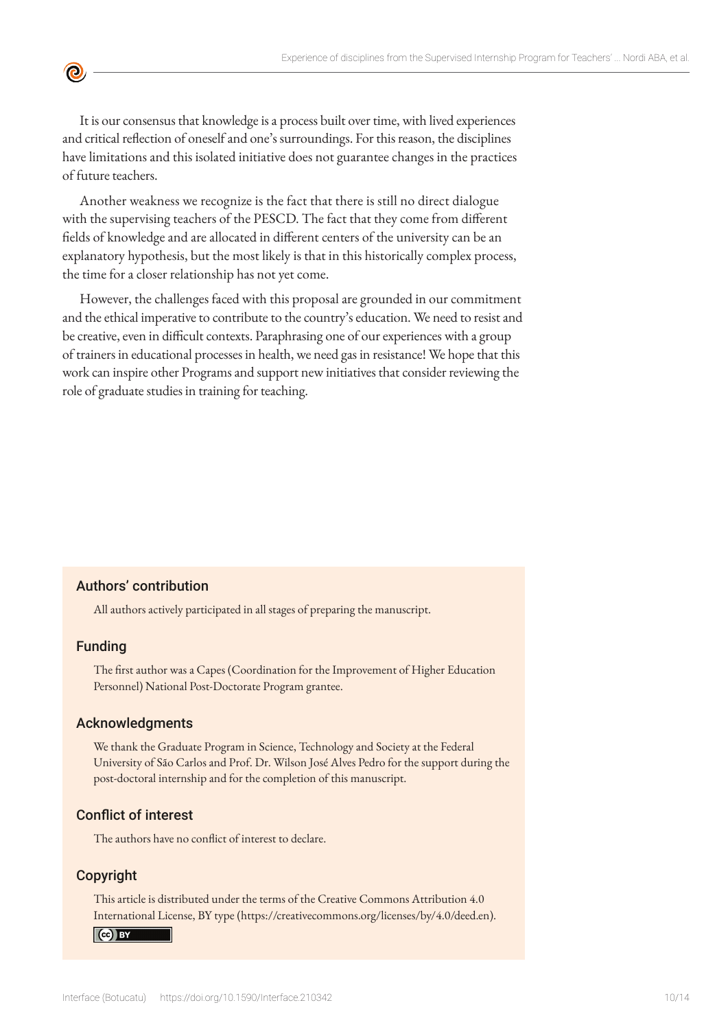It is our consensus that knowledge is a process built over time, with lived experiences and critical reflection of oneself and one's surroundings. For this reason, the disciplines have limitations and this isolated initiative does not guarantee changes in the practices of future teachers.

Another weakness we recognize is the fact that there is still no direct dialogue with the supervising teachers of the PESCD. The fact that they come from different fields of knowledge and are allocated in different centers of the university can be an explanatory hypothesis, but the most likely is that in this historically complex process, the time for a closer relationship has not yet come.

However, the challenges faced with this proposal are grounded in our commitment and the ethical imperative to contribute to the country's education. We need to resist and be creative, even in difficult contexts. Paraphrasing one of our experiences with a group of trainers in educational processes in health, we need gas in resistance! We hope that this work can inspire other Programs and support new initiatives that consider reviewing the role of graduate studies in training for teaching.

## Authors' contribution

All authors actively participated in all stages of preparing the manuscript.

## Funding

The first author was a Capes (Coordination for the Improvement of Higher Education Personnel) National Post-Doctorate Program grantee.

## Acknowledgments

We thank the Graduate Program in Science, Technology and Society at the Federal University of São Carlos and Prof. Dr. Wilson José Alves Pedro for the support during the post-doctoral internship and for the completion of this manuscript.

## Conflict of interest

The authors have no conflict of interest to declare.

## Copyright

This article is distributed under the terms of the Creative Commons Attribution 4.0 International License, BY type (https://creativecommons.org/licenses/by/4.0/deed.en).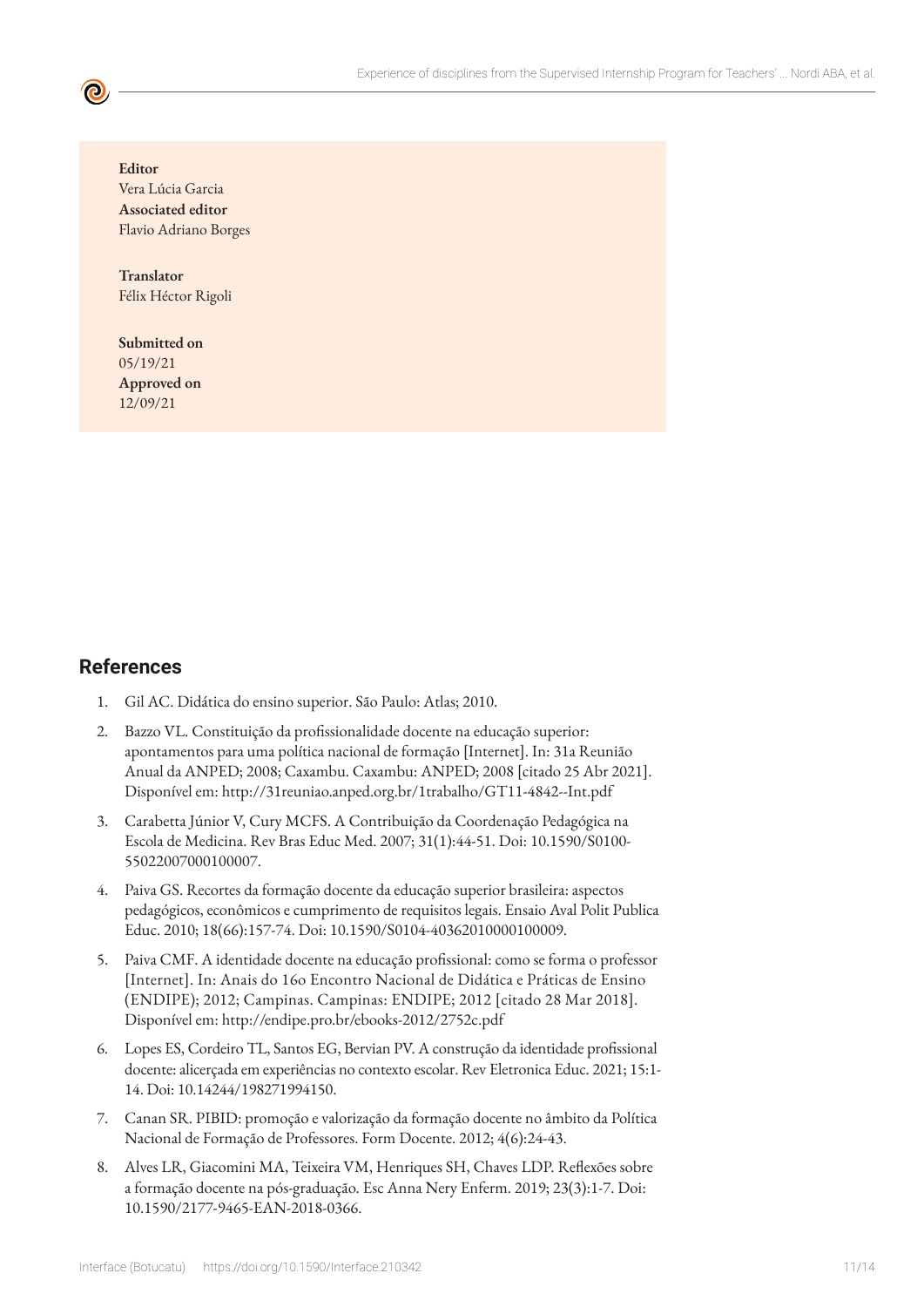**Editor**
Vera Lúcia Garcia
**Associated editor**
Flavio Adriano Borges

**Translator**
Félix Héctor Rigoli

**Submitted on**
05/19/21
**Approved on**
12/09/21

## References

1. Gil AC. Didática do ensino superior. São Paulo: Atlas; 2010.
2. Bazzo VL. Constituição da profissionalidade docente na educação superior: apontamentos para uma política nacional de formação [Internet]. In: 31a Reunião Anual da ANPED; 2008; Caxambu. Caxambu: ANPED; 2008 [citado 25 Abr 2021]. Disponível em: http://31reuniao.anped.org.br/1trabalho/GT11-4842--Int.pdf
3. Carabetta Júnior V, Cury MCFS. A Contribuição da Coordenação Pedagógica na Escola de Medicina. Rev Bras Educ Med. 2007; 31(1):44-51. Doi: 10.1590/S0100-55022007000100007.
4. Paiva GS. Recortes da formação docente da educação superior brasileira: aspectos pedagógicos, econômicos e cumprimento de requisitos legais. Ensaio Aval Polit Publica Educ. 2010; 18(66):157-74. Doi: 10.1590/S0104-40362010000100009.
5. Paiva CMF. A identidade docente na educação profissional: como se forma o professor [Internet]. In: Anais do 16o Encontro Nacional de Didática e Práticas de Ensino (ENDIPE); 2012; Campinas. Campinas: ENDIPE; 2012 [citado 28 Mar 2018]. Disponível em: http://endipe.pro.br/ebooks-2012/2752c.pdf
6. Lopes ES, Cordeiro TL, Santos EG, Bervian PV. A construção da identidade profissional docente: alicerçada em experiências no contexto escolar. Rev Eletronica Educ. 2021; 15:1-14. Doi: 10.14244/198271994150.
7. Canan SR. PIBID: promoção e valorização da formação docente no âmbito da Política Nacional de Formação de Professores. Form Docente. 2012; 4(6):24-43.
8. Alves LR, Giacomini MA, Teixeira VM, Henriques SH, Chaves LDP. Reflexões sobre a formação docente na pós-graduação. Esc Anna Nery Enferm. 2019; 23(3):1-7. Doi: 10.1590/2177-9465-EAN-2018-0366.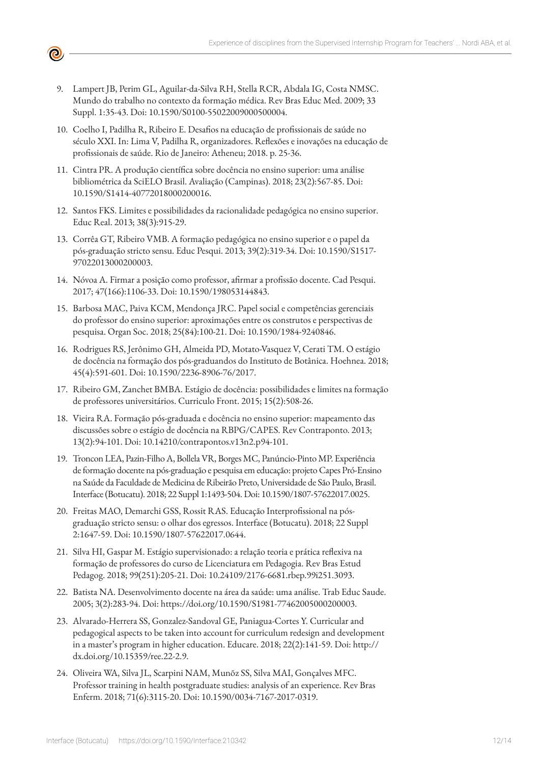9. Lampert JB, Perim GL, Aguilar-da-Silva RH, Stella RCR, Abdala IG, Costa NMSC. Mundo do trabalho no contexto da formação médica. Rev Bras Educ Med. 2009; 33 Suppl. 1:35-43. Doi: 10.1590/S0100-55022009000500004.

10. Coelho I, Padilha R, Ribeiro E. Desafios na educação de profissionais de saúde no século XXI. In: Lima V, Padilha R, organizadores. Reflexões e inovações na educação de profissionais de saúde. Rio de Janeiro: Atheneu; 2018. p. 25-36.

11. Cintra PR. A produção científica sobre docência no ensino superior: uma análise bibliométrica da SciELO Brasil. Avaliação (Campinas). 2018; 23(2):567-85. Doi: 10.1590/S1414-40772018000200016.

12. Santos FKS. Limites e possibilidades da racionalidade pedagógica no ensino superior. Educ Real. 2013; 38(3):915-29.

13. Corrêa GT, Ribeiro VMB. A formação pedagógica no ensino superior e o papel da pós-graduação stricto sensu. Educ Pesqui. 2013; 39(2):319-34. Doi: 10.1590/S1517-97022013000200003.

14. Nóvoa A. Firmar a posição como professor, afirmar a profissão docente. Cad Pesqui. 2017; 47(166):1106-33. Doi: 10.1590/198053144843.

15. Barbosa MAC, Paiva KCM, Mendonça JRC. Papel social e competências gerenciais do professor do ensino superior: aproximações entre os construtos e perspectivas de pesquisa. Organ Soc. 2018; 25(84):100-21. Doi: 10.1590/1984-9240846.

16. Rodrigues RS, Jerônimo GH, Almeida PD, Motato-Vasquez V, Cerati TM. O estágio de docência na formação dos pós-graduandos do Instituto de Botânica. Hoehnea. 2018; 45(4):591-601. Doi: 10.1590/2236-8906-76/2017.

17. Ribeiro GM, Zanchet BMBA. Estágio de docência: possibilidades e limites na formação de professores universitários. Currículo Front. 2015; 15(2):508-26.

18. Vieira RA. Formação pós-graduada e docência no ensino superior: mapeamento das discussões sobre o estágio de docência na RBPG/CAPES. Rev Contraponto. 2013; 13(2):94-101. Doi: 10.14210/contrapontos.v13n2.p94-101.

19. Troncon LEA, Pazin-Filho A, Bollela VR, Borges MC, Panúncio-Pinto MP. Experiência de formação docente na pós-graduação e pesquisa em educação: projeto Capes Pró-Ensino na Saúde da Faculdade de Medicina de Ribeirão Preto, Universidade de São Paulo, Brasil. Interface (Botucatu). 2018; 22 Suppl 1:1493-504. Doi: 10.1590/1807-57622017.0025.

20. Freitas MAO, Demarchi GSS, Rossit RAS. Educação Interprofissional na pós-graduação stricto sensu: o olhar dos egressos. Interface (Botucatu). 2018; 22 Suppl 2:1647-59. Doi: 10.1590/1807-57622017.0644.

21. Silva HI, Gaspar M. Estágio supervisionado: a relação teoria e prática reflexiva na formação de professores do curso de Licenciatura em Pedagogia. Rev Bras Estud Pedagog. 2018; 99(251):205-21. Doi: 10.24109/2176-6681.rbep.99i251.3093.

22. Batista NA. Desenvolvimento docente na área da saúde: uma análise. Trab Educ Saude. 2005; 3(2):283-94. Doi: https://doi.org/10.1590/S1981-77462005000200003.

23. Alvarado-Herrera SS, Gonzalez-Sandoval GE, Paniagua-Cortes Y. Curricular and pedagogical aspects to be taken into account for curriculum redesign and development in a master's program in higher education. Educare. 2018; 22(2):141-59. Doi: http://dx.doi.org/10.15359/ree.22-2.9.

24. Oliveira WA, Silva JL, Scarpini NAM, Munõz SS, Silva MAI, Gonçalves MFC. Professor training in health postgraduate studies: analysis of an experience. Rev Bras Enferm. 2018; 71(6):3115-20. Doi: 10.1590/0034-7167-2017-0319.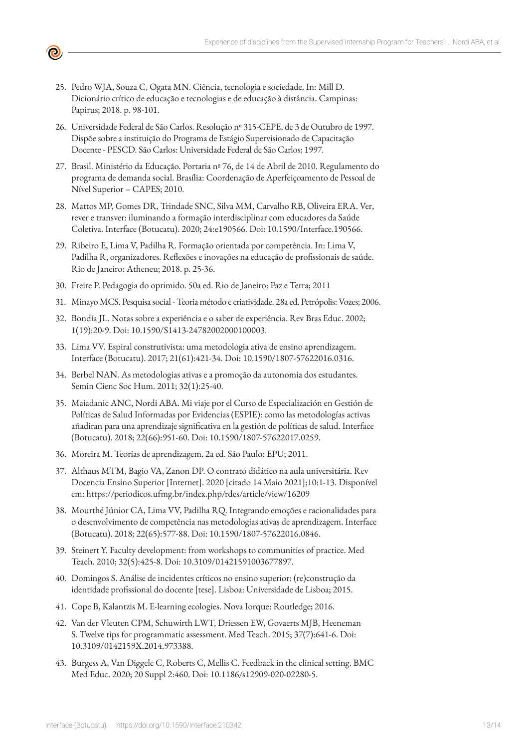25. Pedro WJA, Souza C, Ogata MN. Ciência, tecnologia e sociedade. In: Mill D. Dicionário crítico de educação e tecnologias e de educação à distância. Campinas: Papirus; 2018. p. 98-101.

26. Universidade Federal de São Carlos. Resolução nº 315-CEPE, de 3 de Outubro de 1997. Dispõe sobre a instituição do Programa de Estágio Supervisionado de Capacitação Docente - PESCD. São Carlos: Universidade Federal de São Carlos; 1997.

27. Brasil. Ministério da Educação. Portaria nº 76, de 14 de Abril de 2010. Regulamento do programa de demanda social. Brasília: Coordenação de Aperfeiçoamento de Pessoal de Nível Superior – CAPES; 2010.

28. Mattos MP, Gomes DR, Trindade SNC, Silva MM, Carvalho RB, Oliveira ERA. Ver, rever e transver: iluminando a formação interdisciplinar com educadores da Saúde Coletiva. Interface (Botucatu). 2020; 24:e190566. Doi: 10.1590/Interface.190566.

29. Ribeiro E, Lima V, Padilha R. Formação orientada por competência. In: Lima V, Padilha R, organizadores. Reflexões e inovações na educação de profissionais de saúde. Rio de Janeiro: Atheneu; 2018. p. 25-36.

30. Freire P. Pedagogia do oprimido. 50a ed. Rio de Janeiro: Paz e Terra; 2011

31. Minayo MCS. Pesquisa social - Teoria método e criatividade. 28a ed. Petrópolis: Vozes; 2006.

32. Bondía JL. Notas sobre a experiência e o saber de experiência. Rev Bras Educ. 2002; 1(19):20-9. Doi: 10.1590/S1413-24782002000100003.

33. Lima VV. Espiral construtivista: uma metodologia ativa de ensino aprendizagem. Interface (Botucatu). 2017; 21(61):421-34. Doi: 10.1590/1807-57622016.0316.

34. Berbel NAN. As metodologias ativas e a promoção da autonomia dos estudantes. Semin Cienc Soc Hum. 2011; 32(1):25-40.

35. Maiadanic ANC, Nordi ABA. Mi viaje por el Curso de Especialización en Gestión de Políticas de Salud Informadas por Evidencias (ESPIE): como las metodologías activas añadiran para una aprendizaje significativa en la gestión de políticas de salud. Interface (Botucatu). 2018; 22(66):951-60. Doi: 10.1590/1807-57622017.0259.

36. Moreira M. Teorias de aprendizagem. 2a ed. São Paulo: EPU; 2011.

37. Althaus MTM, Bagio VA, Zanon DP. O contrato didático na aula universitária. Rev Docencia Ensino Superior [Internet]. 2020 [citado 14 Maio 2021];10:1-13. Disponível em: https://periodicos.ufmg.br/index.php/rdes/article/view/16209

38. Mourthé Júnior CA, Lima VV, Padilha RQ. Integrando emoções e racionalidades para o desenvolvimento de competência nas metodologias ativas de aprendizagem. Interface (Botucatu). 2018; 22(65):577-88. Doi: 10.1590/1807-57622016.0846.

39. Steinert Y. Faculty development: from workshops to communities of practice. Med Teach. 2010; 32(5):425-8. Doi: 10.3109/01421591003677897.

40. Domingos S. Análise de incidentes críticos no ensino superior: (re)construção da identidade profissional do docente [tese]. Lisboa: Universidade de Lisboa; 2015.

41. Cope B, Kalantzis M. E-learning ecologies. Nova Iorque: Routledge; 2016.

42. Van der Vleuten CPM, Schuwirth LWT, Driessen EW, Govaerts MJB, Heeneman S. Twelve tips for programmatic assessment. Med Teach. 2015; 37(7):641-6. Doi: 10.3109/0142159X.2014.973388.

43. Burgess A, Van Diggele C, Roberts C, Mellis C. Feedback in the clinical setting. BMC Med Educ. 2020; 20 Suppl 2:460. Doi: 10.1186/s12909-020-02280-5.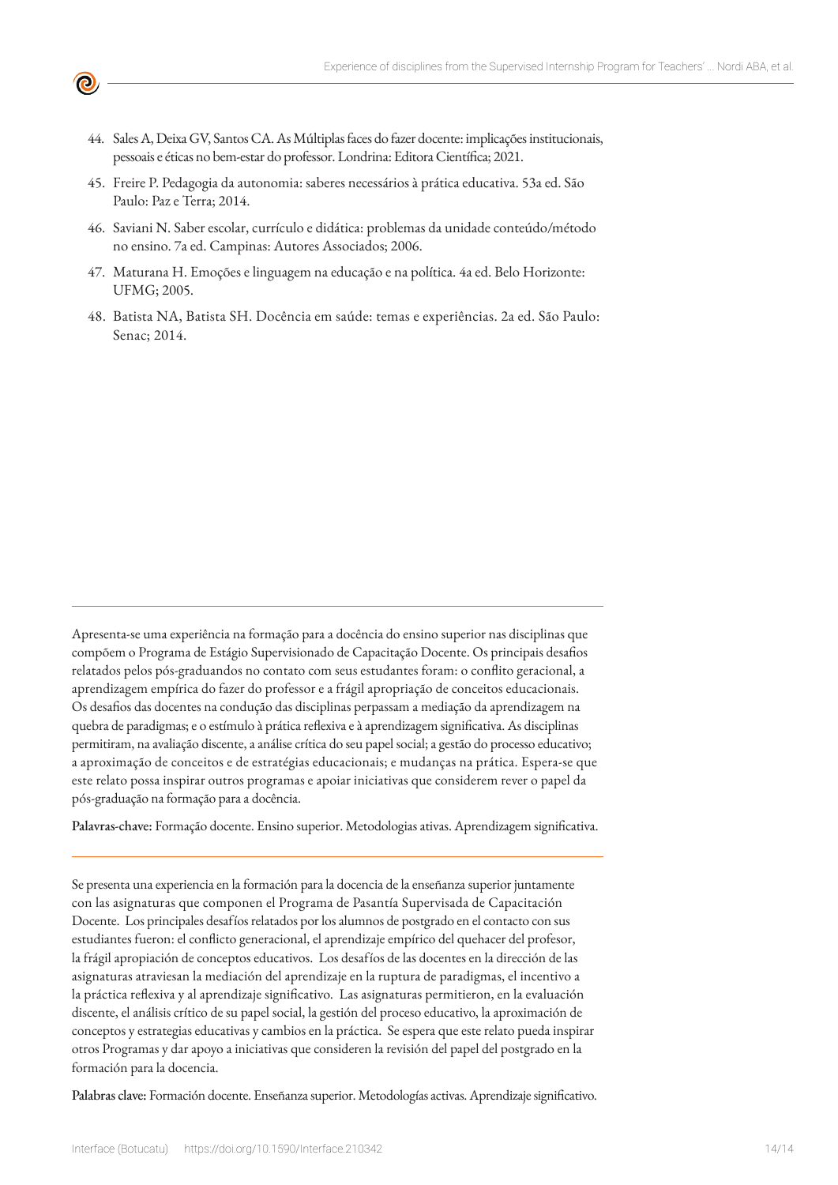44. Sales A, Deixa GV, Santos CA. As Múltiplas faces do fazer docente: implicações institucionais, pessoais e éticas no bem-estar do professor. Londrina: Editora Científica; 2021.
45. Freire P. Pedagogia da autonomia: saberes necessários à prática educativa. 53a ed. São Paulo: Paz e Terra; 2014.
46. Saviani N. Saber escolar, currículo e didática: problemas da unidade conteúdo/método no ensino. 7a ed. Campinas: Autores Associados; 2006.
47. Maturana H. Emoções e linguagem na educação e na política. 4a ed. Belo Horizonte: UFMG; 2005.
48. Batista NA, Batista SH. Docência em saúde: temas e experiências. 2a ed. São Paulo: Senac; 2014.

---

Apresenta-se uma experiência na formação para a docência do ensino superior nas disciplinas que compõem o Programa de Estágio Supervisionado de Capacitação Docente. Os principais desafios relatados pelos pós-graduandos no contato com seus estudantes foram: o conflito geracional, a aprendizagem empírica do fazer do professor e a frágil apropriação de conceitos educacionais. Os desafios das docentes na condução das disciplinas perpassam a mediação da aprendizagem na quebra de paradigmas; e o estímulo à prática reflexiva e à aprendizagem significativa. As disciplinas permitiram, na avaliação discente, a análise crítica do seu papel social; a gestão do processo educativo; a aproximação de conceitos e de estratégias educacionais; e mudanças na prática. Espera-se que este relato possa inspirar outros programas e apoiar iniciativas que considerem rever o papel da pós-graduação na formação para a docência.

**Palavras-chave:** Formação docente. Ensino superior. Metodologias ativas. Aprendizagem significativa.

---

Se presenta una experiencia en la formación para la docencia de la enseñanza superior juntamente con las asignaturas que componen el Programa de Pasantía Supervisada de Capacitación Docente. Los principales desafíos relatados por los alumnos de postgrado en el contacto con sus estudiantes fueron: el conflicto generacional, el aprendizaje empírico del quehacer del profesor, la frágil apropiación de conceptos educativos. Los desafíos de las docentes en la dirección de las asignaturas atraviesan la mediación del aprendizaje en la ruptura de paradigmas, el incentivo a la práctica reflexiva y al aprendizaje significativo. Las asignaturas permitieron, en la evaluación discente, el análisis crítico de su papel social, la gestión del proceso educativo, la aproximación de conceptos y estrategias educativas y cambios en la práctica. Se espera que este relato pueda inspirar otros Programas y dar apoyo a iniciativas que consideren la revisión del papel del postgrado en la formación para la docencia.

**Palabras clave:** Formación docente. Enseñanza superior. Metodologías activas. Aprendizaje significativo.